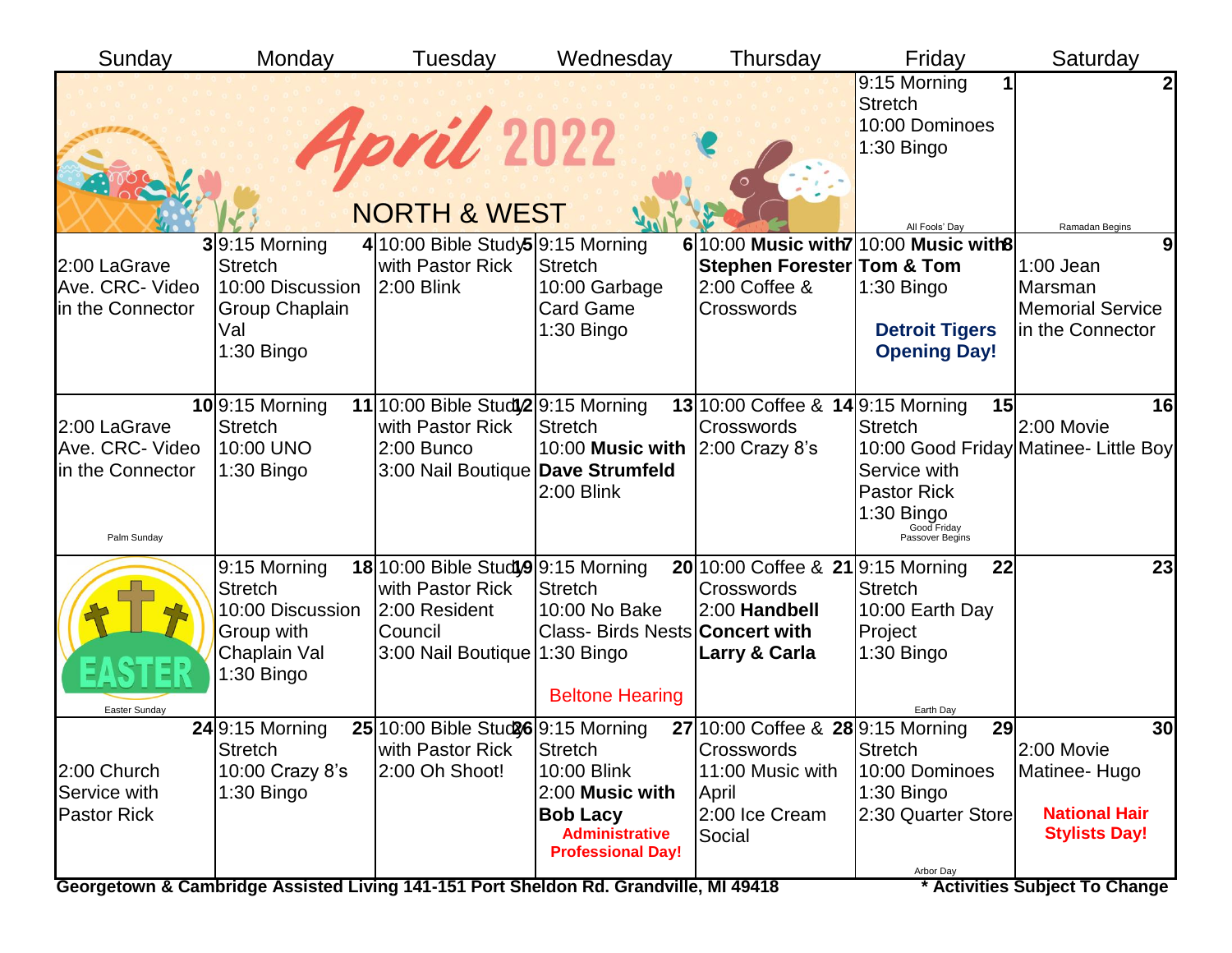# April 2022

## NORTH & WEST

| Sunday | Monday | Tuesday | Wednesday | Thursday | Friday | Saturday |
|---|---|---|---|---|---|---|
| | | | | | **1** 9:15 Morning Stretch<br>10:00 Dominoes<br>1:30 Bingo<br>All Fools' Day | **2**<br>Ramadan Begins |
| **3** 2:00 LaGrave Ave. CRC- Video in the Connector | **4** 9:15 Morning Stretch<br>10:00 Discussion Group Chaplain Val<br>1:30 Bingo | **5** 10:00 Bible Study with Pastor Rick<br>2:00 Blink | **6** 9:15 Morning Stretch<br>10:00 Garbage Card Game<br>1:30 Bingo | **7** 10:00 **Music with Stephen Forester**<br>2:00 Coffee & Crosswords | **8** 10:00 **Music with Tom & Tom**<br>1:30 Bingo<br>**Detroit Tigers Opening Day!** | **9** 1:00 Jean Marsman Memorial Service in the Connector |
| **10** 2:00 LaGrave Ave. CRC- Video in the Connector<br>Palm Sunday | **11** 9:15 Morning Stretch<br>10:00 UNO<br>1:30 Bingo | **12** 10:00 Bible Study with Pastor Rick<br>2:00 Bunco<br>3:00 Nail Boutique | **13** 9:15 Morning Stretch<br>10:00 **Music with Dave Strumfeld**<br>2:00 Blink | **14** 10:00 Coffee & Crosswords<br>2:00 Crazy 8's | **15** 9:15 Morning Stretch<br>10:00 Good Friday Service with Pastor Rick<br>1:30 Bingo<br>Good Friday<br>Passover Begins | **16** 2:00 Movie Matinee- Little Boy |
| **17** EASTER<br>Easter Sunday | **18** 9:15 Morning Stretch<br>10:00 Discussion Group with Chaplain Val<br>1:30 Bingo | **19** 10:00 Bible Study with Pastor Rick<br>2:00 Resident Council<br>3:00 Nail Boutique | **20** 9:15 Morning Stretch<br>10:00 No Bake Class- Birds Nests<br>1:30 Bingo<br>Beltone Hearing | **21** 10:00 Coffee & Crosswords<br>2:00 **Handbell Concert with Larry & Carla** | **22** 9:15 Morning Stretch<br>10:00 Earth Day Project<br>1:30 Bingo<br>Earth Day | **23** |
| **24** 2:00 Church Service with Pastor Rick | **25** 9:15 Morning Stretch<br>10:00 Crazy 8's<br>1:30 Bingo | **26** 10:00 Bible Study with Pastor Rick<br>2:00 Oh Shoot! | **27** 9:15 Morning Stretch<br>10:00 Blink<br>2:00 **Music with Bob Lacy**<br>**Administrative Professional Day!** | **28** 10:00 Coffee & Crosswords<br>11:00 Music with April<br>2:00 Ice Cream Social | **29** 9:15 Morning Stretch<br>10:00 Dominoes<br>1:30 Bingo<br>2:30 Quarter Store<br>Arbor Day | **30** 2:00 Movie Matinee- Hugo<br>**National Hair Stylists Day!** |

**Georgetown & Cambridge Assisted Living 141-151 Port Sheldon Rd. Grandville, MI 49418**

**\* Activities Subject To Change**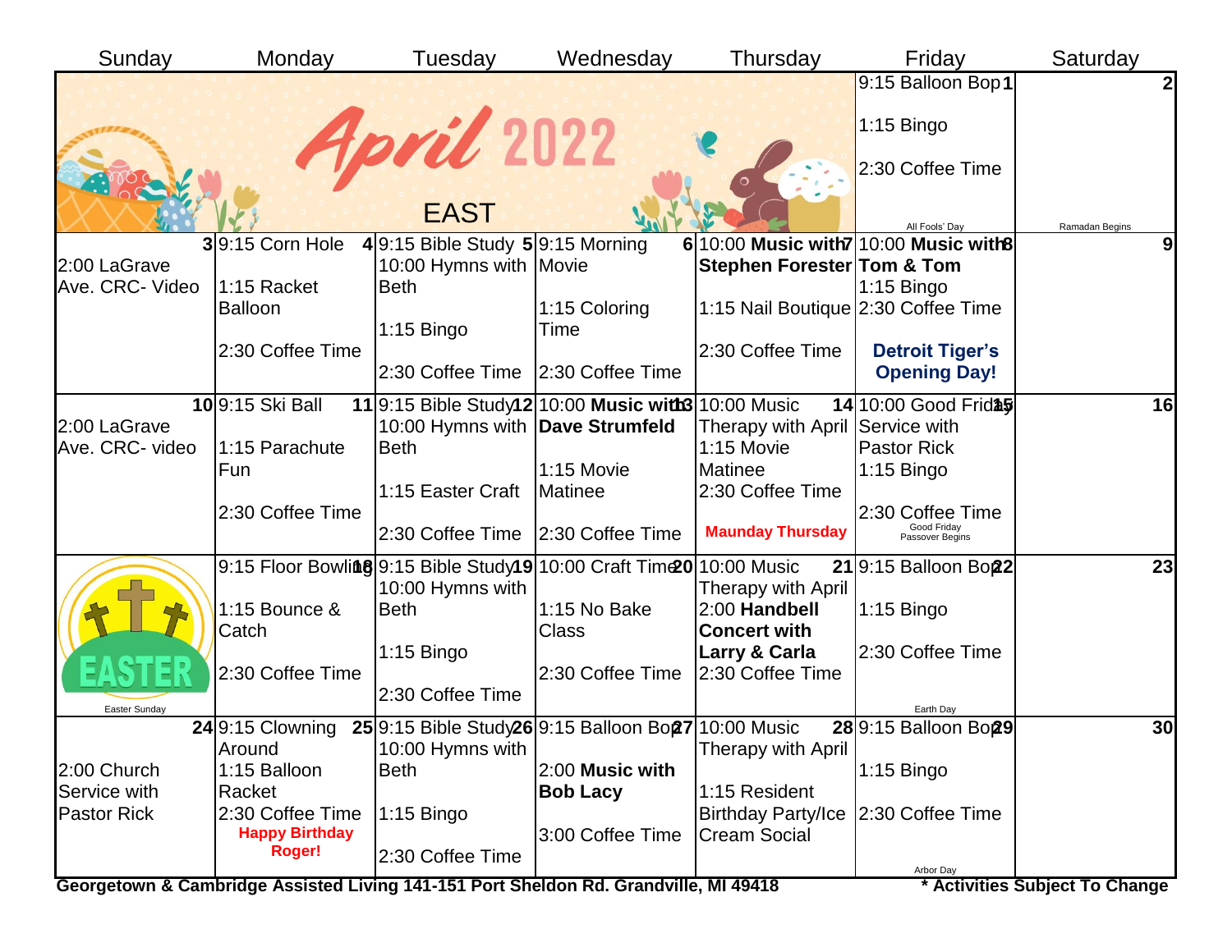# April 2022

## EAST

| Sunday | Monday | Tuesday | Wednesday | Thursday | Friday | Saturday |
|---|---|---|---|---|---|---|
| | | | | | **1** 9:15 Balloon Bop<br>1:15 Bingo<br>2:30 Coffee Time<br>All Fools' Day | **2**<br>Ramadan Begins |
| **3** 2:00 LaGrave Ave. CRC- Video | **4** 9:15 Corn Hole<br>1:15 Racket Balloon<br>2:30 Coffee Time | **5** 9:15 Bible Study<br>10:00 Hymns with Beth<br>1:15 Bingo<br>2:30 Coffee Time | **6** 9:15 Morning Movie<br>1:15 Coloring Time<br>2:30 Coffee Time | **7** 10:00 **Music with Stephen Forester**<br>1:15 Nail Boutique<br>2:30 Coffee Time | **8** 10:00 **Music with Tom & Tom**<br>1:15 Bingo<br>2:30 Coffee Time<br>**Detroit Tiger's Opening Day!** | **9** |
| **10** 2:00 LaGrave Ave. CRC- video | **11** 9:15 Ski Ball<br>1:15 Parachute Fun<br>2:30 Coffee Time | **12** 9:15 Bible Study<br>10:00 Hymns with Beth<br>1:15 Easter Craft<br>2:30 Coffee Time | **13** 10:00 **Music with Dave Strumfeld**<br>1:15 Movie Matinee<br>2:30 Coffee Time | **14** 10:00 Music Therapy with April<br>1:15 Movie Matinee<br>2:30 Coffee Time<br>**Maunday Thursday** | **15** 10:00 Good Friday Service with Pastor Rick<br>1:15 Bingo<br>2:30 Coffee Time<br>Good Friday<br>Passover Begins | **16** |
| **17** EASTER<br>Easter Sunday | **18** 9:15 Floor Bowling<br>1:15 Bounce & Catch<br>2:30 Coffee Time | **19** 9:15 Bible Study<br>10:00 Hymns with Beth<br>1:15 Bingo<br>2:30 Coffee Time | **20** 10:00 Craft Time<br>1:15 No Bake Class<br>2:30 Coffee Time | **21** 10:00 Music Therapy with April<br>2:00 **Handbell Concert with Larry & Carla**<br>2:30 Coffee Time | **22** 9:15 Balloon Bop<br>1:15 Bingo<br>2:30 Coffee Time<br>Earth Day | **23** |
| **24** 2:00 Church Service with Pastor Rick | **25** 9:15 Clowning Around<br>1:15 Balloon Racket<br>2:30 Coffee Time<br>**Happy Birthday Roger!** | **26** 9:15 Bible Study<br>10:00 Hymns with Beth<br>1:15 Bingo<br>2:30 Coffee Time | **27** 9:15 Balloon Bop<br>2:00 **Music with Bob Lacy**<br>3:00 Coffee Time | **28** 10:00 Music Therapy with April<br>1:15 Resident Birthday Party/Ice Cream Social | **29** 9:15 Balloon Bop<br>1:15 Bingo<br>2:30 Coffee Time<br>Arbor Day | **30** |

**Georgetown & Cambridge Assisted Living 141-151 Port Sheldon Rd. Grandville, MI 49418**

**\* Activities Subject To Change**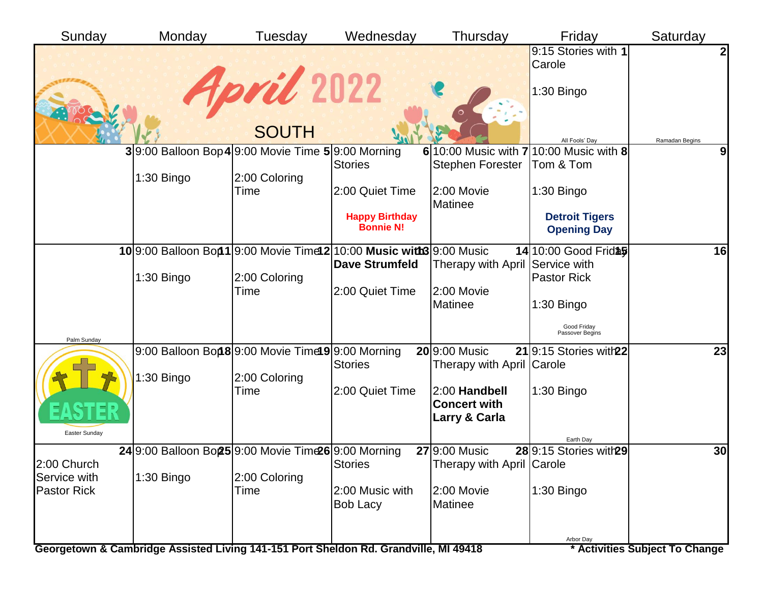# April 2022

## SOUTH

| Sunday | Monday | Tuesday | Wednesday | Thursday | Friday | Saturday |
|---|---|---|---|---|---|---|
| | | | | | **1** 9:15 Stories with Carole<br>1:30 Bingo<br>All Fools' Day | **2**<br>Ramadan Begins |
| **3** | **4** 9:00 Balloon Bop<br>1:30 Bingo | **5** 9:00 Movie Time<br>2:00 Coloring Time | **6** 9:00 Morning Stories<br>2:00 Quiet Time<br>**Happy Birthday Bonnie N!** | **7** 10:00 Music with Stephen Forester<br>2:00 Movie Matinee | **8** 10:00 Music with Tom & Tom<br>1:30 Bingo<br>**Detroit Tigers Opening Day** | **9** |
| **10**<br>Palm Sunday | **11** 9:00 Balloon Bop<br>1:30 Bingo | **12** 9:00 Movie Time<br>2:00 Coloring Time | **13** 10:00 **Music with Dave Strumfeld**<br>2:00 Quiet Time | **14** 9:00 Music Therapy with April<br>2:00 Movie Matinee | **15** 10:00 Good Friday Service with Pastor Rick<br>1:30 Bingo<br>Good Friday<br>Passover Begins | **16** |
| **17**<br>EASTER<br>Easter Sunday | **18** 9:00 Balloon Bop<br>1:30 Bingo | **19** 9:00 Movie Time<br>2:00 Coloring Time | **20** 9:00 Morning Stories<br>2:00 Quiet Time | **21** 9:00 Music Therapy with April<br>2:00 **Handbell Concert with Larry & Carla** | **22** 9:15 Stories with Carole<br>1:30 Bingo<br>Earth Day | **23** |
| **24** 2:00 Church Service with Pastor Rick | **25** 9:00 Balloon Bop<br>1:30 Bingo | **26** 9:00 Movie Time<br>2:00 Coloring Time | **27** 9:00 Morning Stories<br>2:00 Music with Bob Lacy | **28** 9:00 Music Therapy with April<br>2:00 Movie Matinee | **29** 9:15 Stories with Carole<br>1:30 Bingo<br>Arbor Day | **30** |

**Georgetown & Cambridge Assisted Living 141-151 Port Sheldon Rd. Grandville, MI 49418**

*** Activities Subject To Change**